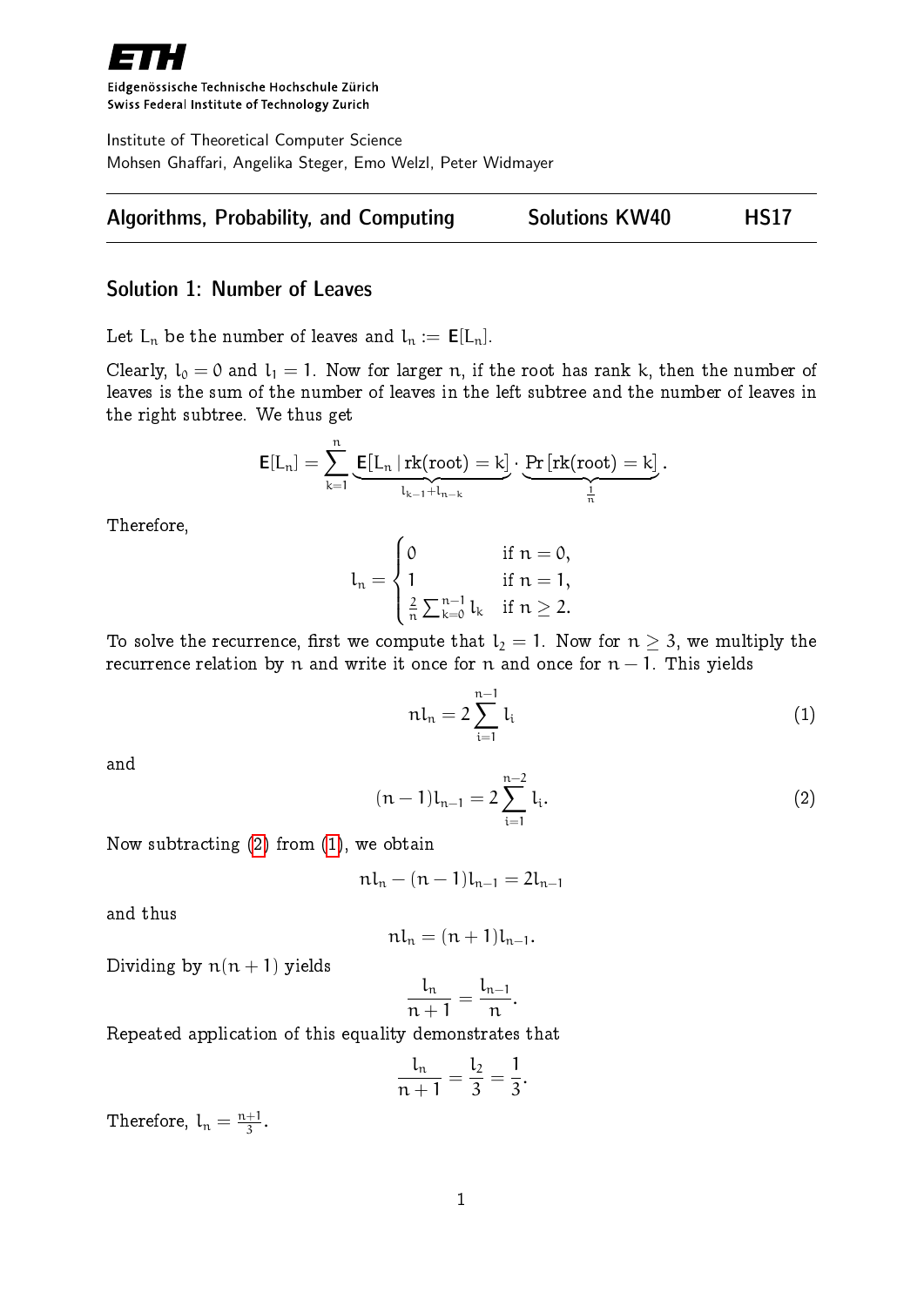ETH Eidgenössische Technische Hochschule Zürich
Swiss Federal Institute of Technology Zurich

Institute of Theoretical Computer Science
Mohsen Ghaffari, Angelika Steger, Emo Welzl, Peter Widmayer

**Algorithms, Probability, and Computing** | **Solutions KW40** | **HS17**

## Solution 1: Number of Leaves

Let $L_n$ be the number of leaves and $l_n := \mathbf{E}[L_n]$.

Clearly, $l_0 = 0$ and $l_1 = 1$. Now for larger $n$, if the root has rank $k$, then the number of leaves is the sum of the number of leaves in the left subtree and the number of leaves in the right subtree. We thus get

$$\mathbf{E}[L_n] = \sum_{k=1}^{n} \underbrace{\mathbf{E}[L_n \mid \text{rk(root)} = k]}_{l_{k-1}+l_{n-k}} \cdot \underbrace{\Pr[\text{rk(root)} = k]}_{\frac{1}{n}}.$$

Therefore,

$$l_n = \begin{cases} 0 & \text{if } n = 0, \\ 1 & \text{if } n = 1, \\ \frac{2}{n} \sum_{k=0}^{n-1} l_k & \text{if } n \geq 2. \end{cases}$$

To solve the recurrence, first we compute that $l_2 = 1$. Now for $n \geq 3$, we multiply the recurrence relation by $n$ and write it once for $n$ and once for $n-1$. This yields

$$n l_n = 2 \sum_{i=1}^{n-1} l_i \tag{1}$$

and

$$(n-1) l_{n-1} = 2 \sum_{i=1}^{n-2} l_i. \tag{2}$$

Now subtracting (2) from (1), we obtain

$$n l_n - (n-1) l_{n-1} = 2 l_{n-1}$$

and thus

$$n l_n = (n+1) l_{n-1}.$$

Dividing by $n(n+1)$ yields

$$\frac{l_n}{n+1} = \frac{l_{n-1}}{n}.$$

Repeated application of this equality demonstrates that

$$\frac{l_n}{n+1} = \frac{l_2}{3} = \frac{1}{3}.$$

Therefore, $l_n = \frac{n+1}{3}$.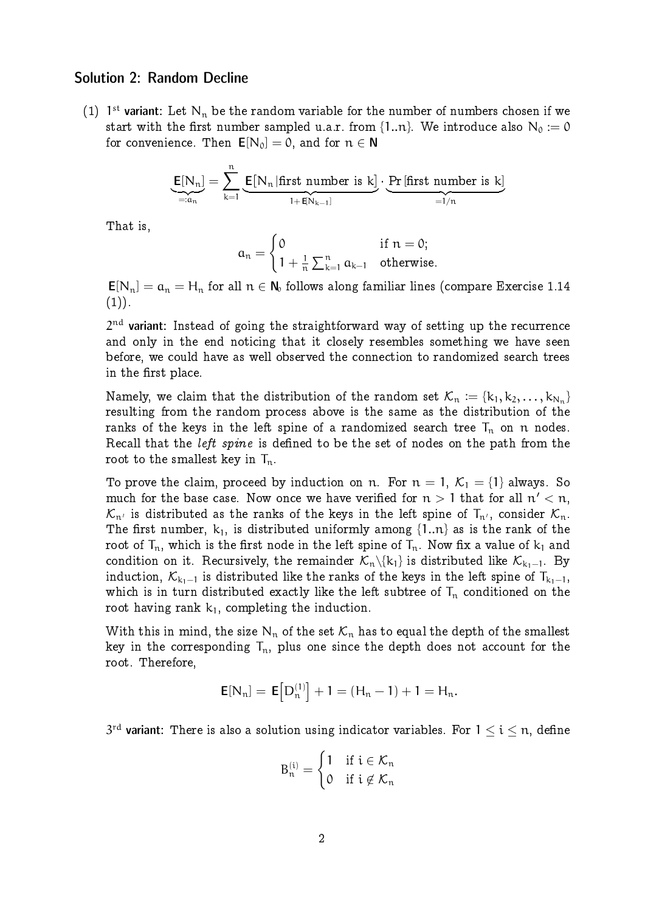## Solution 2: Random Decline

(1) $1^{\text{st}}$ **variant:** Let $N_n$ be the random variable for the number of numbers chosen if we start with the first number sampled u.a.r. from $\{1..n\}$. We introduce also $N_0 := 0$ for convenience. Then $\mathbf{E}[N_0] = 0$, and for $n \in \mathbf{N}$

$$\underbrace{\mathbf{E}[N_n]}_{=:a_n} = \sum_{k=1}^{n} \underbrace{\mathbf{E}[N_n \,|\, \text{first number is } k]}_{1+\mathbf{E}[N_{k-1}]} \cdot \underbrace{\Pr[\text{first number is } k]}_{=1/n}$$

That is,

$$a_n = \begin{cases} 0 & \text{if } n = 0; \\ 1 + \frac{1}{n}\sum_{k=1}^{n} a_{k-1} & \text{otherwise.} \end{cases}$$

$\mathbf{E}[N_n] = a_n = H_n$ for all $n \in \mathbf{N}_0$ follows along familiar lines (compare Exercise 1.14 (1)).

$2^{\text{nd}}$ **variant:** Instead of going the straightforward way of setting up the recurrence and only in the end noticing that it closely resembles something we have seen before, we could have as well observed the connection to randomized search trees in the first place.

Namely, we claim that the distribution of the random set $\mathcal{K}_n := \{k_1, k_2, \ldots, k_{N_n}\}$ resulting from the random process above is the same as the distribution of the ranks of the keys in the left spine of a randomized search tree $T_n$ on $n$ nodes. Recall that the *left spine* is defined to be the set of nodes on the path from the root to the smallest key in $T_n$.

To prove the claim, proceed by induction on $n$. For $n = 1$, $\mathcal{K}_1 = \{1\}$ always. So much for the base case. Now once we have verified for $n > 1$ that for all $n' < n$, $\mathcal{K}_{n'}$ is distributed as the ranks of the keys in the left spine of $T_{n'}$, consider $\mathcal{K}_n$. The first number, $k_1$, is distributed uniformly among $\{1..n\}$ as is the rank of the root of $T_n$, which is the first node in the left spine of $T_n$. Now fix a value of $k_1$ and condition on it. Recursively, the remainder $\mathcal{K}_n \backslash \{k_1\}$ is distributed like $\mathcal{K}_{k_1-1}$. By induction, $\mathcal{K}_{k_1-1}$ is distributed like the ranks of the keys in the left spine of $T_{k_1-1}$, which is in turn distributed exactly like the left subtree of $T_n$ conditioned on the root having rank $k_1$, completing the induction.

With this in mind, the size $N_n$ of the set $\mathcal{K}_n$ has to equal the depth of the smallest key in the corresponding $T_n$, plus one since the depth does not account for the root. Therefore,

$$\mathbf{E}[N_n] = \mathbf{E}\left[D_n^{(1)}\right] + 1 = (H_n - 1) + 1 = H_n.$$

$3^{\text{rd}}$ **variant:** There is also a solution using indicator variables. For $1 \le i \le n$, define

$$B_n^{(i)} = \begin{cases} 1 & \text{if } i \in \mathcal{K}_n \\ 0 & \text{if } i \notin \mathcal{K}_n \end{cases}$$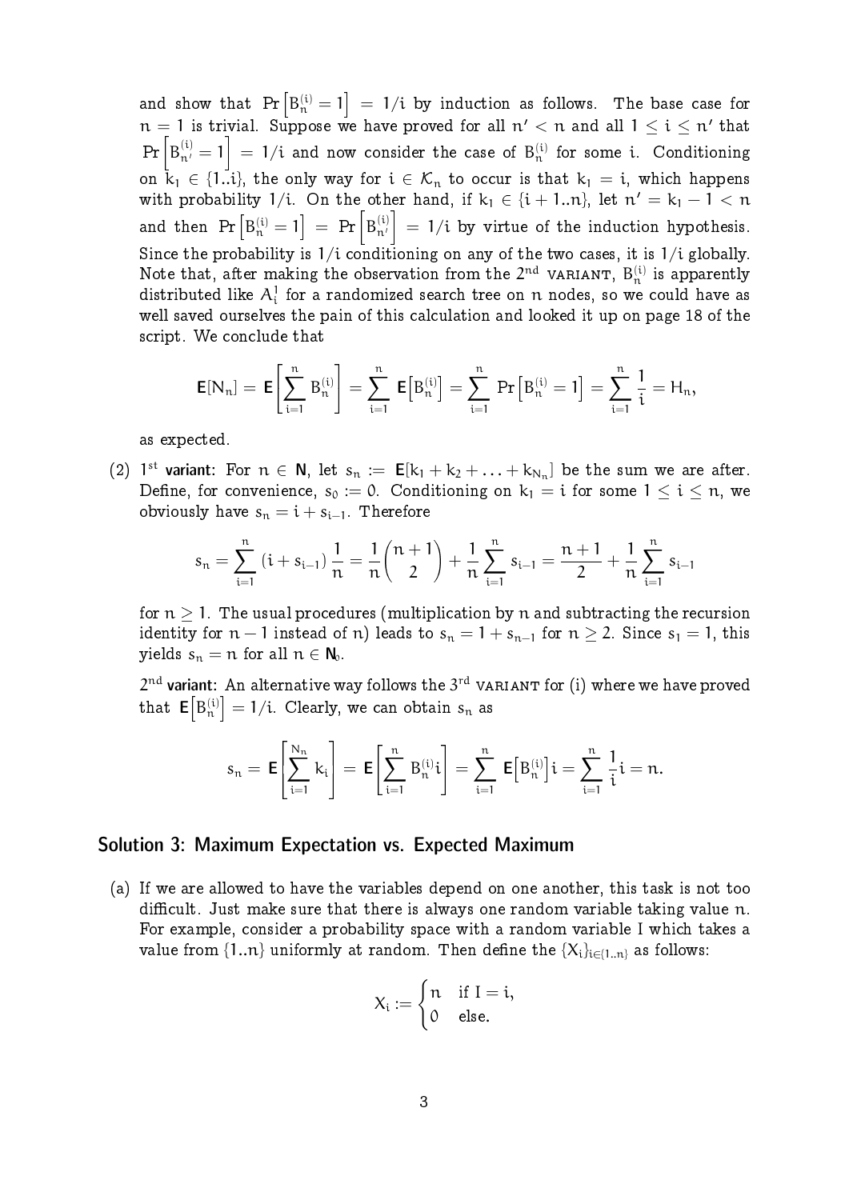and show that $\Pr\left[B_n^{(i)} = 1\right] = 1/i$ by induction as follows. The base case for $n = 1$ is trivial. Suppose we have proved for all $n' < n$ and all $1 \leq i \leq n'$ that $\Pr\left[B_{n'}^{(i)} = 1\right] = 1/i$ and now consider the case of $B_n^{(i)}$ for some $i$. Conditioning on $k_1 \in \{1..i\}$, the only way for $i \in \mathcal{K}_n$ to occur is that $k_1 = i$, which happens with probability $1/i$. On the other hand, if $k_1 \in \{i+1..n\}$, let $n' = k_1 - 1 < n$ and then $\Pr\left[B_n^{(i)} = 1\right] = \Pr\left[B_{n'}^{(i)}\right] = 1/i$ by virtue of the induction hypothesis. Since the probability is $1/i$ conditioning on any of the two cases, it is $1/i$ globally. Note that, after making the observation from the $2^{\text{nd}}$ VARIANT, $B_n^{(i)}$ is apparently distributed like $A_i^!$ for a randomized search tree on $n$ nodes, so we could have as well saved ourselves the pain of this calculation and looked it up on page 18 of the script. We conclude that

$$\mathbf{E}[N_n] = \mathbf{E}\left[\sum_{i=1}^{n} B_n^{(i)}\right] = \sum_{i=1}^{n} \mathbf{E}\left[B_n^{(i)}\right] = \sum_{i=1}^{n} \Pr\left[B_n^{(i)} = 1\right] = \sum_{i=1}^{n} \frac{1}{i} = H_n,$$

as expected.

(2) **$1^{\text{st}}$ variant:** For $n \in \mathbf{N}$, let $s_n := \mathbf{E}[k_1 + k_2 + \ldots + k_{N_n}]$ be the sum we are after. Define, for convenience, $s_0 := 0$. Conditioning on $k_1 = i$ for some $1 \leq i \leq n$, we obviously have $s_n = i + s_{i-1}$. Therefore

$$s_n = \sum_{i=1}^{n} (i + s_{i-1}) \frac{1}{n} = \frac{1}{n}\binom{n+1}{2} + \frac{1}{n}\sum_{i=1}^{n} s_{i-1} = \frac{n+1}{2} + \frac{1}{n}\sum_{i=1}^{n} s_{i-1}$$

for $n \geq 1$. The usual procedures (multiplication by $n$ and subtracting the recursion identity for $n-1$ instead of $n$) leads to $s_n = 1 + s_{n-1}$ for $n \geq 2$. Since $s_1 = 1$, this yields $s_n = n$ for all $n \in \mathbf{N}_0$.

**$2^{\text{nd}}$ variant:** An alternative way follows the $3^{\text{rd}}$ VARIANT for (i) where we have proved that $\mathbf{E}\left[B_n^{(i)}\right] = 1/i$. Clearly, we can obtain $s_n$ as

$$s_n = \mathbf{E}\left[\sum_{i=1}^{N_n} k_i\right] = \mathbf{E}\left[\sum_{i=1}^{n} B_n^{(i)} i\right] = \sum_{i=1}^{n} \mathbf{E}\left[B_n^{(i)}\right] i = \sum_{i=1}^{n} \frac{1}{i} i = n.$$

## Solution 3: Maximum Expectation vs. Expected Maximum

(a) If we are allowed to have the variables depend on one another, this task is not too difficult. Just make sure that there is always one random variable taking value $n$. For example, consider a probability space with a random variable $I$ which takes a value from $\{1..n\}$ uniformly at random. Then define the $\{X_i\}_{i \in \{1..n\}}$ as follows:

$$X_i := \begin{cases} n & \text{if } I = i, \\ 0 & \text{else.} \end{cases}$$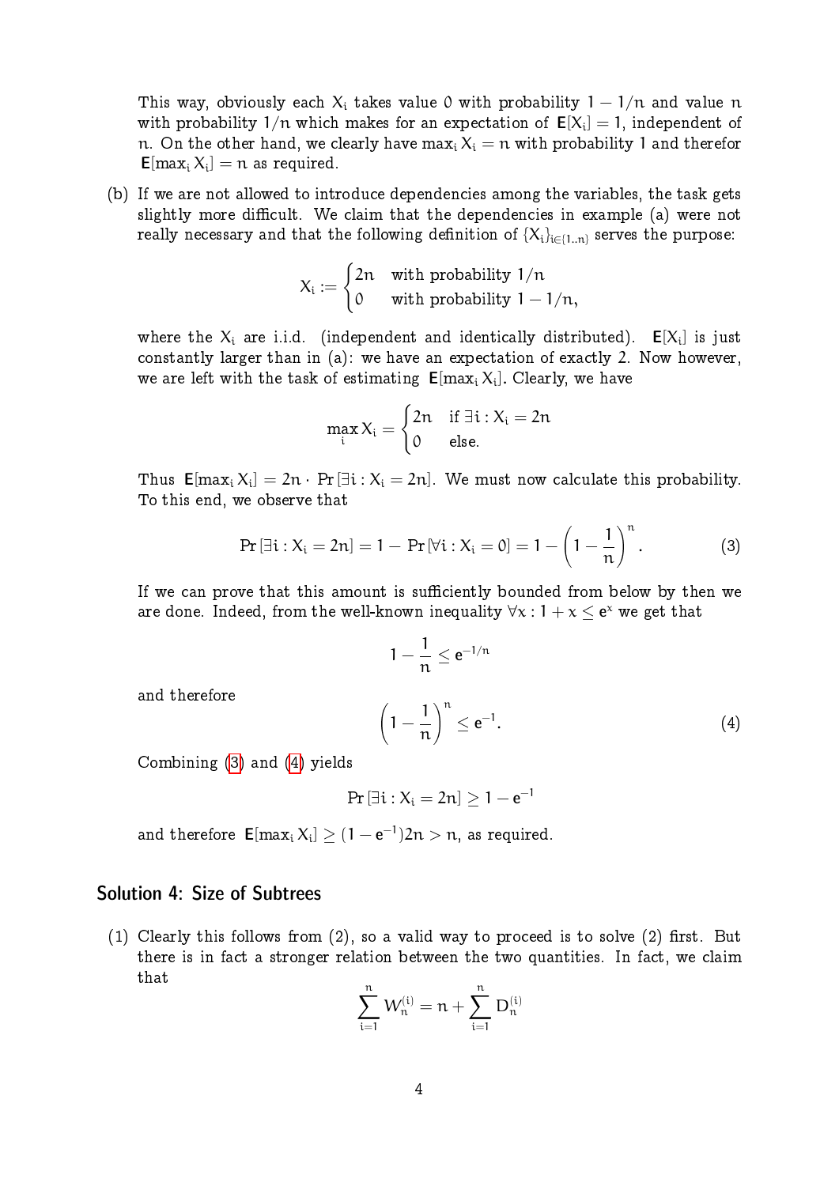This way, obviously each $X_i$ takes value 0 with probability $1 - 1/n$ and value $n$ with probability $1/n$ which makes for an expectation of $\mathbf{E}[X_i] = 1$, independent of $n$. On the other hand, we clearly have $\max_i X_i = n$ with probability 1 and therefor $\mathbf{E}[\max_i X_i] = n$ as required.

(b) If we are not allowed to introduce dependencies among the variables, the task gets slightly more difficult. We claim that the dependencies in example (a) were not really necessary and that the following definition of $\{X_i\}_{i \in \{1..n\}}$ serves the purpose:

$$X_i := \begin{cases} 2n & \text{with probability } 1/n \\ 0 & \text{with probability } 1 - 1/n, \end{cases}$$

where the $X_i$ are i.i.d. (independent and identically distributed). $\mathbf{E}[X_i]$ is just constantly larger than in (a): we have an expectation of exactly 2. Now however, we are left with the task of estimating $\mathbf{E}[\max_i X_i]$. Clearly, we have

$$\max_i X_i = \begin{cases} 2n & \text{if } \exists i : X_i = 2n \\ 0 & \text{else.} \end{cases}$$

Thus $\mathbf{E}[\max_i X_i] = 2n \cdot \Pr[\exists i : X_i = 2n]$. We must now calculate this probability. To this end, we observe that

$$\Pr[\exists i : X_i = 2n] = 1 - \Pr[\forall i : X_i = 0] = 1 - \left(1 - \frac{1}{n}\right)^n. \tag{3}$$

If we can prove that this amount is sufficiently bounded from below by then we are done. Indeed, from the well-known inequality $\forall x : 1 + x \le e^x$ we get that

$$1 - \frac{1}{n} \le e^{-1/n}$$

and therefore

$$\left(1 - \frac{1}{n}\right)^n \le e^{-1}. \tag{4}$$

Combining (3) and (4) yields

$$\Pr[\exists i : X_i = 2n] \ge 1 - e^{-1}$$

and therefore $\mathbf{E}[\max_i X_i] \ge (1 - e^{-1})2n > n$, as required.

## Solution 4: Size of Subtrees

(1) Clearly this follows from (2), so a valid way to proceed is to solve (2) first. But there is in fact a stronger relation between the two quantities. In fact, we claim that

$$\sum_{i=1}^{n} W_n^{(i)} = n + \sum_{i=1}^{n} D_n^{(i)}$$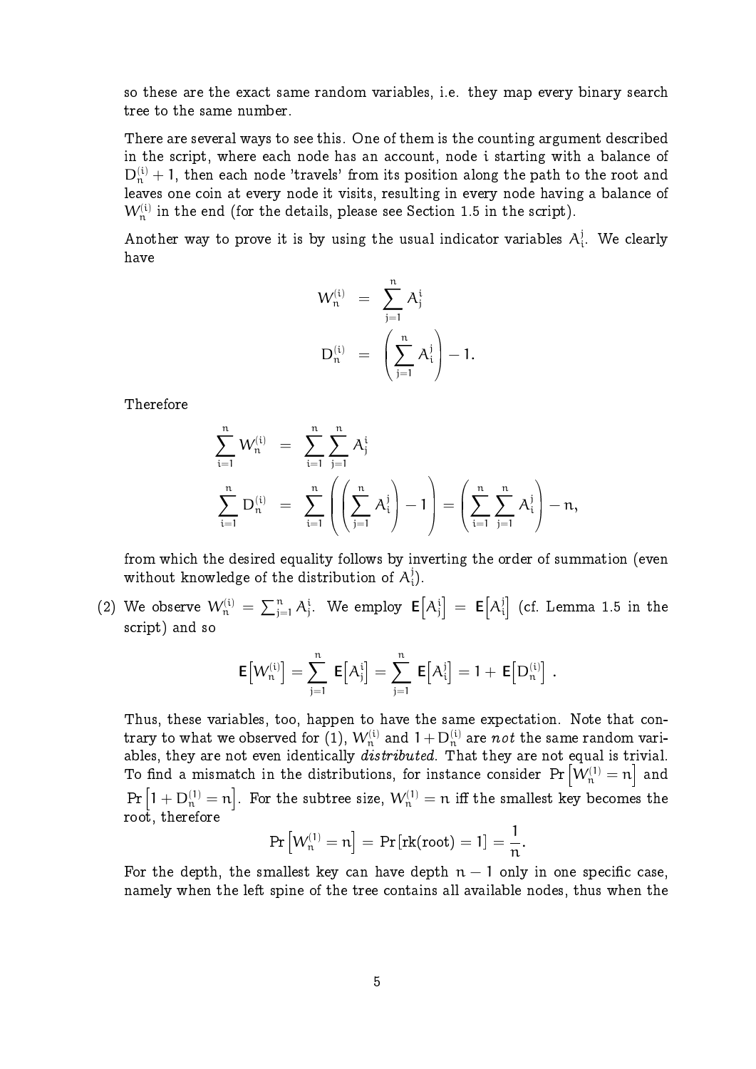so these are the exact same random variables, i.e. they map every binary search tree to the same number.

There are several ways to see this. One of them is the counting argument described in the script, where each node has an account, node i starting with a balance of $D_n^{(i)} + 1$, then each node 'travels' from its position along the path to the root and leaves one coin at every node it visits, resulting in every node having a balance of $W_n^{(i)}$ in the end (for the details, please see Section 1.5 in the script).

Another way to prove it is by using the usual indicator variables $A_i^j$. We clearly have

$$
\begin{aligned}
W_n^{(i)} &= \sum_{j=1}^{n} A_j^i \\
D_n^{(i)} &= \left( \sum_{j=1}^{n} A_i^j \right) - 1.
\end{aligned}
$$

Therefore

$$
\begin{aligned}
\sum_{i=1}^{n} W_n^{(i)} &= \sum_{i=1}^{n} \sum_{j=1}^{n} A_j^i \\
\sum_{i=1}^{n} D_n^{(i)} &= \sum_{i=1}^{n} \left( \left( \sum_{j=1}^{n} A_i^j \right) - 1 \right) = \left( \sum_{i=1}^{n} \sum_{j=1}^{n} A_i^j \right) - n,
\end{aligned}
$$

from which the desired equality follows by inverting the order of summation (even without knowledge of the distribution of $A_i^j$).

(2) We observe $W_n^{(i)} = \sum_{j=1}^{n} A_j^i$. We employ $\mathbf{E}\left[A_j^i\right] = \mathbf{E}\left[A_i^j\right]$ (cf. Lemma 1.5 in the script) and so

$$
\mathbf{E}\left[W_n^{(i)}\right] = \sum_{j=1}^{n} \mathbf{E}\left[A_j^i\right] = \sum_{j=1}^{n} \mathbf{E}\left[A_i^j\right] = 1 + \mathbf{E}\left[D_n^{(i)}\right] .
$$

Thus, these variables, too, happen to have the same expectation. Note that contrary to what we observed for (1), $W_n^{(i)}$ and $1 + D_n^{(i)}$ are *not* the same random variables, they are not even identically *distributed*. That they are not equal is trivial. To find a mismatch in the distributions, for instance consider $\Pr\left[W_n^{(1)} = n\right]$ and $\Pr\left[1 + D_n^{(1)} = n\right]$. For the subtree size, $W_n^{(1)} = n$ iff the smallest key becomes the root, therefore

$$
\Pr\left[W_n^{(1)} = n\right] = \Pr\left[\text{rk(root)} = 1\right] = \frac{1}{n}.
$$

For the depth, the smallest key can have depth $n - 1$ only in one specific case, namely when the left spine of the tree contains all available nodes, thus when the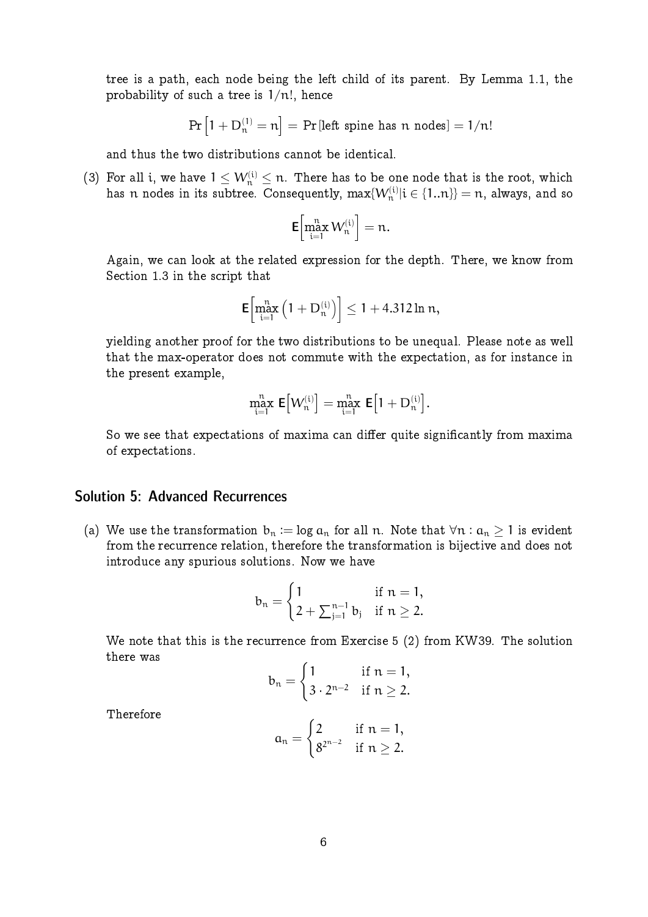tree is a path, each node being the left child of its parent. By Lemma 1.1, the probability of such a tree is $1/n!$, hence

$$\Pr\left[1 + D_n^{(1)} = n\right] = \Pr[\text{left spine has } n \text{ nodes}] = 1/n!$$

and thus the two distributions cannot be identical.

(3) For all i, we have $1 \le W_n^{(i)} \le n$. There has to be one node that is the root, which has n nodes in its subtree. Consequently, $\max\{W_n^{(i)} | i \in \{1..n\}\} = n$, always, and so

$$\mathbf{E}\Big[\max_{i=1}^{n} W_n^{(i)}\Big] = n.$$

Again, we can look at the related expression for the depth. There, we know from Section 1.3 in the script that

$$\mathbf{E}\Big[\max_{i=1}^{n} \left(1 + D_n^{(i)}\right)\Big] \le 1 + 4.312 \ln n,$$

yielding another proof for the two distributions to be unequal. Please note as well that the max-operator does not commute with the expectation, as for instance in the present example,

$$\max_{i=1}^{n} \mathbf{E}\Big[W_n^{(i)}\Big] = \max_{i=1}^{n} \mathbf{E}\Big[1 + D_n^{(i)}\Big].$$

So we see that expectations of maxima can differ quite significantly from maxima of expectations.

## Solution 5: Advanced Recurrences

(a) We use the transformation $b_n := \log a_n$ for all n. Note that $\forall n : a_n \ge 1$ is evident from the recurrence relation, therefore the transformation is bijective and does not introduce any spurious solutions. Now we have

$$b_n = \begin{cases} 1 & \text{if } n = 1, \\ 2 + \sum_{j=1}^{n-1} b_j & \text{if } n \ge 2. \end{cases}$$

We note that this is the recurrence from Exercise 5 (2) from KW39. The solution there was

$$b_n = \begin{cases} 1 & \text{if } n = 1, \\ 3 \cdot 2^{n-2} & \text{if } n \ge 2. \end{cases}$$

Therefore

$$a_n = \begin{cases} 2 & \text{if } n = 1, \\ 8^{2^{n-2}} & \text{if } n \ge 2. \end{cases}$$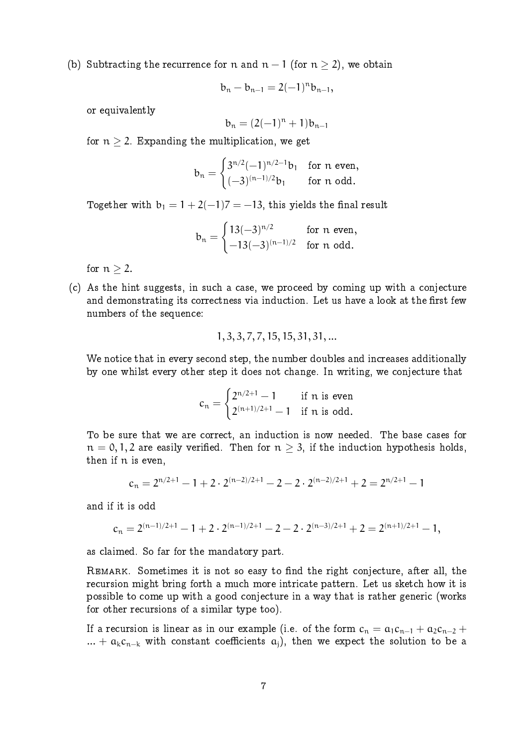(b) Subtracting the recurrence for $n$ and $n-1$ (for $n \geq 2$), we obtain

$$b_n - b_{n-1} = 2(-1)^n b_{n-1},$$

or equivalently

$$b_n = (2(-1)^n + 1)b_{n-1}$$

for $n \geq 2$. Expanding the multiplication, we get

$$b_n = \begin{cases} 3^{n/2}(-1)^{n/2-1}b_1 & \text{for } n \text{ even,} \\ (-3)^{(n-1)/2}b_1 & \text{for } n \text{ odd.} \end{cases}$$

Together with $b_1 = 1 + 2(-1)7 = -13$, this yields the final result

$$b_n = \begin{cases} 13(-3)^{n/2} & \text{for } n \text{ even,} \\ -13(-3)^{(n-1)/2} & \text{for } n \text{ odd.} \end{cases}$$

for $n \geq 2$.

(c) As the hint suggests, in such a case, we proceed by coming up with a conjecture and demonstrating its correctness via induction. Let us have a look at the first few numbers of the sequence:

$$1, 3, 3, 7, 7, 15, 15, 31, 31, \ldots$$

We notice that in every second step, the number doubles and increases additionally by one whilst every other step it does not change. In writing, we conjecture that

$$c_n = \begin{cases} 2^{n/2+1} - 1 & \text{if } n \text{ is even} \\ 2^{(n+1)/2+1} - 1 & \text{if } n \text{ is odd.} \end{cases}$$

To be sure that we are correct, an induction is now needed. The base cases for $n = 0, 1, 2$ are easily verified. Then for $n \geq 3$, if the induction hypothesis holds, then if $n$ is even,

$$c_n = 2^{n/2+1} - 1 + 2 \cdot 2^{(n-2)/2+1} - 2 - 2 \cdot 2^{(n-2)/2+1} + 2 = 2^{n/2+1} - 1$$

and if it is odd

$$c_n = 2^{(n-1)/2+1} - 1 + 2 \cdot 2^{(n-1)/2+1} - 2 - 2 \cdot 2^{(n-3)/2+1} + 2 = 2^{(n+1)/2+1} - 1,$$

as claimed. So far for the mandatory part.

Remark. Sometimes it is not so easy to find the right conjecture, after all, the recursion might bring forth a much more intricate pattern. Let us sketch how it is possible to come up with a good conjecture in a way that is rather generic (works for other recursions of a similar type too).

If a recursion is linear as in our example (i.e. of the form $c_n = a_1 c_{n-1} + a_2 c_{n-2} + \ldots + a_k c_{n-k}$ with constant coefficients $a_j$), then we expect the solution to be a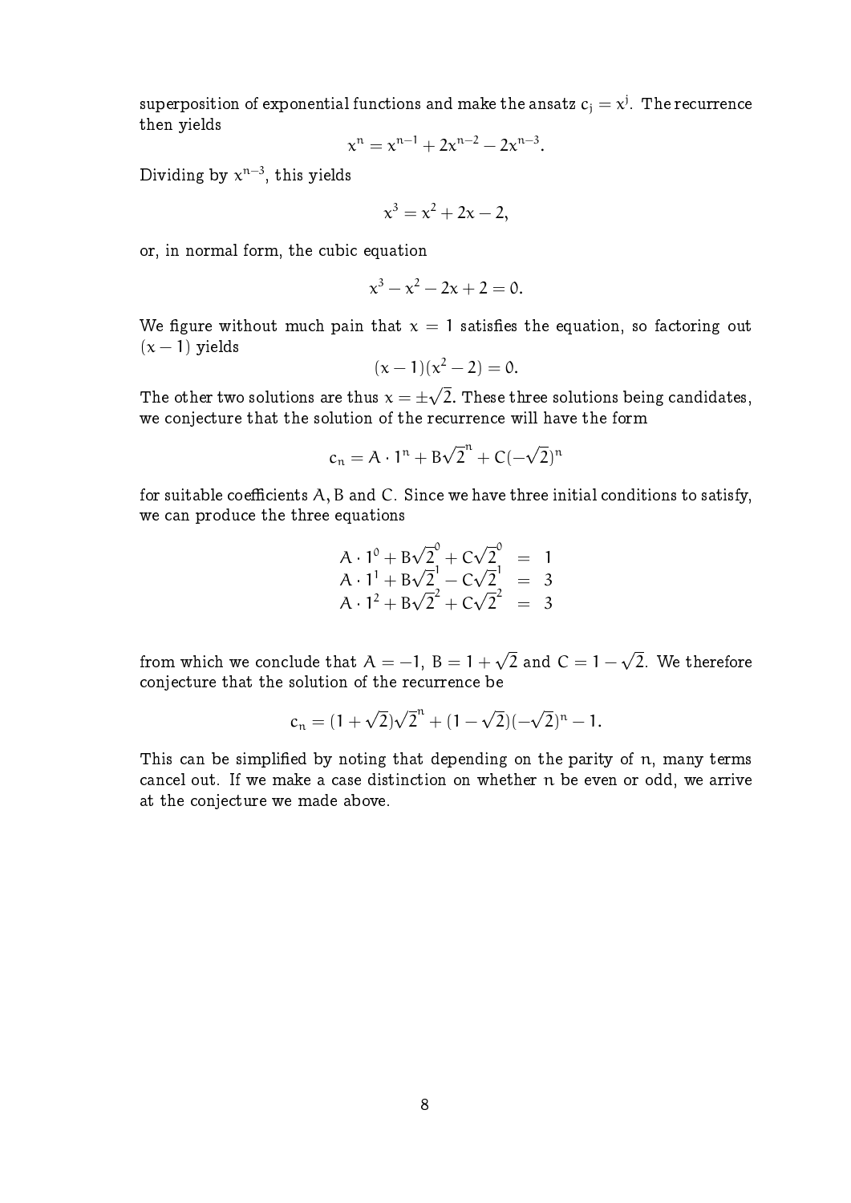superposition of exponential functions and make the ansatz $c_j = x^j$. The recurrence then yields

$$x^n = x^{n-1} + 2x^{n-2} - 2x^{n-3}.$$

Dividing by $x^{n-3}$, this yields

$$x^3 = x^2 + 2x - 2,$$

or, in normal form, the cubic equation

$$x^3 - x^2 - 2x + 2 = 0.$$

We figure without much pain that $x = 1$ satisfies the equation, so factoring out $(x - 1)$ yields

$$(x - 1)(x^2 - 2) = 0.$$

The other two solutions are thus $x = \pm\sqrt{2}$. These three solutions being candidates, we conjecture that the solution of the recurrence will have the form

$$c_n = A \cdot 1^n + B\sqrt{2}^n + C(-\sqrt{2})^n$$

for suitable coefficients A, B and C. Since we have three initial conditions to satisfy, we can produce the three equations

$$\begin{aligned}
A \cdot 1^0 + B\sqrt{2}^0 + C\sqrt{2}^0 &= 1 \\
A \cdot 1^1 + B\sqrt{2}^1 - C\sqrt{2}^1 &= 3 \\
A \cdot 1^2 + B\sqrt{2}^2 + C\sqrt{2}^2 &= 3
\end{aligned}$$

from which we conclude that $A = -1$, $B = 1 + \sqrt{2}$ and $C = 1 - \sqrt{2}$. We therefore conjecture that the solution of the recurrence be

$$c_n = (1 + \sqrt{2})\sqrt{2}^n + (1 - \sqrt{2})(-\sqrt{2})^n - 1.$$

This can be simplified by noting that depending on the parity of n, many terms cancel out. If we make a case distinction on whether n be even or odd, we arrive at the conjecture we made above.